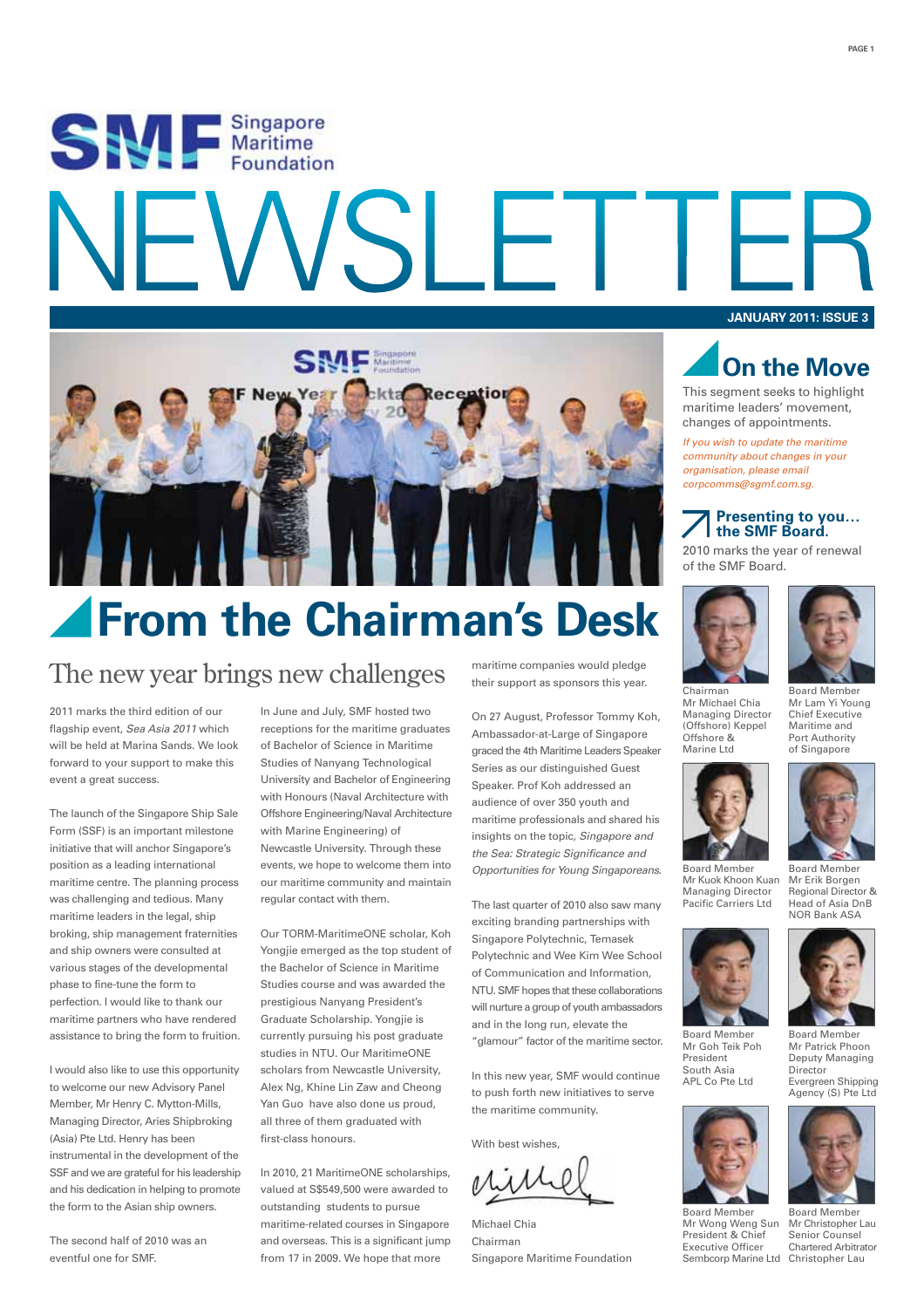# Singapore Maritime Foundation NEWSLETTER

**JANUARY 2011: ISSUE 3**

## From the Chairman's Desk

### The new year brings new challenges

2011 marks the third edition of our flagship event, *Sea Asia 2011* which will be held at Marina Sands. We look forward to your support to make this event a great success.

The launch of the Singapore Ship Sale Form (SSF) is an important milestone initiative that will anchor Singapore's position as a leading international maritime centre. The planning process was challenging and tedious. Many maritime leaders in the legal, ship broking, ship management fraternities and ship owners were consulted at various stages of the developmental phase to fine-tune the form to perfection. I would like to thank our maritime partners who have rendered assistance to bring the form to fruition.

I would also like to use this opportunity to welcome our new Advisory Panel Member, Mr Henry C. Mytton-Mills, Managing Director, Aries Shipbroking (Asia) Pte Ltd. Henry has been instrumental in the development of the SSF and we are grateful for his leadership and his dedication in helping to promote the form to the Asian ship owners.

The second half of 2010 was an eventful one for SMF.

In June and July, SMF hosted two receptions for the maritime graduates of Bachelor of Science in Maritime Studies of Nanyang Technological University and Bachelor of Engineering with Honours (Naval Architecture with Offshore Engineering/Naval Architecture with Marine Engineering) of Newcastle University. Through these events, we hope to welcome them into our maritime community and maintain regular contact with them.

Our TORM-MaritimeONE scholar, Koh Yongjie emerged as the top student of the Bachelor of Science in Maritime Studies course and was awarded the prestigious Nanyang President's Graduate Scholarship. Yongjie is currently pursuing his post graduate studies in NTU. Our MaritimeONE scholars from Newcastle University, Alex Ng, Khine Lin Zaw and Cheong Yan Guo have also done us proud, all three of them graduated with first-class honours.

In 2010, 21 MaritimeONE scholarships, valued at S$549,500 were awarded to outstanding students to pursue maritime-related courses in Singapore and overseas. This is a significant jump from 17 in 2009. We hope that more maritime companies would pledge their support as sponsors this year.

On 27 August, Professor Tommy Koh, Ambassador-at-Large of Singapore graced the 4th Maritime Leaders Speaker Series as our distinguished Guest Speaker. Prof Koh addressed an audience of over 350 youth and maritime professionals and shared his insights on the topic, *Singapore and the Sea: Strategic Significance and Opportunities for Young Singaporeans*.

The last quarter of 2010 also saw many exciting branding partnerships with Singapore Polytechnic, Temasek Polytechnic and Wee Kim Wee School of Communication and Information, NTU. SMF hopes that these collaborations will nurture a group of youth ambassadors and in the long run, elevate the "glamour" factor of the maritime sector.

In this new year, SMF would continue to push forth new initiatives to serve the maritime community.

With best wishes,

Michael Chia
Chairman
Singapore Maritime Foundation

## On the Move

This segment seeks to highlight maritime leaders' movement, changes of appointments.

*If you wish to update the maritime community about changes in your organisation, please email corpcomms@sgmf.com.sg.*

### Presenting to you… the SMF Board.

2010 marks the year of renewal of the SMF Board.

Chairman
Mr Michael Chia
Managing Director (Offshore) Keppel Offshore & Marine Ltd

Board Member
Mr Lam Yi Young
Chief Executive Maritime and Port Authority of Singapore

Board Member
Mr Kuok Khoon Kuan
Managing Director
Pacific Carriers Ltd

Board Member
Mr Erik Borgen
Regional Director & Head of Asia DnB NOR Bank ASA

Board Member
Mr Goh Teik Poh
President
South Asia
APL Co Pte Ltd

Board Member
Mr Patrick Phoon
Deputy Managing Director
Evergreen Shipping Agency (S) Pte Ltd

Board Member
Mr Wong Weng Sun
President & Chief Executive Officer
Sembcorp Marine Ltd

Board Member
Mr Christopher Lau
Senior Counsel
Chartered Arbitrator
Christopher Lau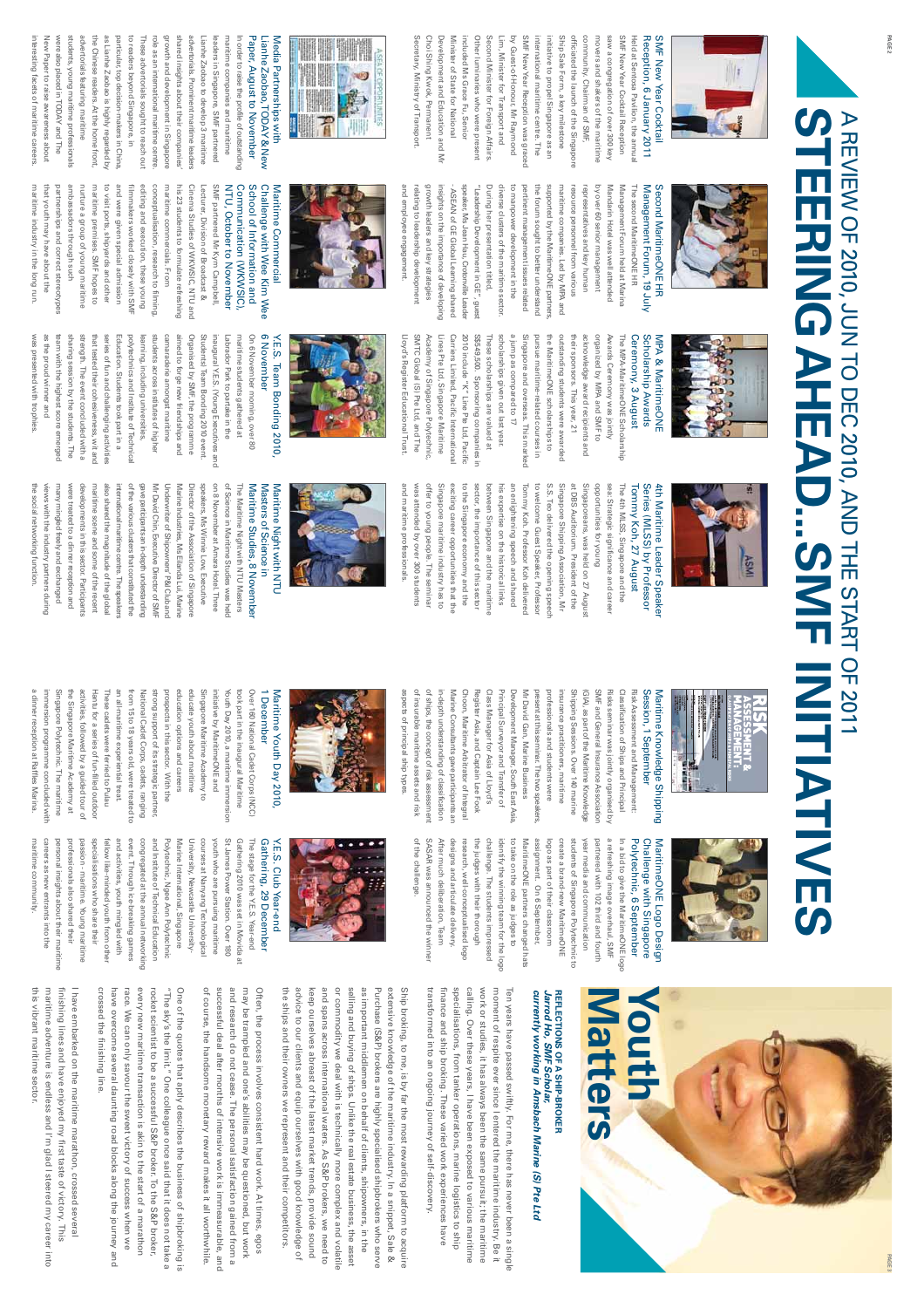# A REVIEW OF 2010, JUN TO DEC 2010, AND THE START OF 2011

# STEERING AHEAD...SMF INITIATIVES

## SMF New Year Cocktail Reception, 6 January 2011

Held at Sentosa Pavilion, the annual SMF New Year Cocktail Reception saw a congregation of over 300 key movers and shakers of the maritime community. Chairman of SMF, officiated the launch of the Singapore Ship Sale Form, a key milestone initiative to propel Singapore as an international ship sales centre. The SMF New Year Reception was graced by Guest-of-Honour, Mr Raymond Lim, Minister for Transport and Second Minister for Foreign Affairs. Other luminaries who were present included Mrs Grace Fu, Senior Minister of State for National Development and Education and Mr Choi Shing Kwok, Permanent Secretary, Ministry of Transport.

## Media Partnerships with Lianhe Zaobao, TODAY & New Paper, August to November

In order to raise the profile of outstanding maritime companies and maritime leaders in Singapore, SMF partnered Lianhe Zaobao to develop 3 maritime advertorials. Prominent maritime leaders shared insights about their companies' growth and development in Singapore role as an international maritime centre. These advertorials sought to reach out to readers beyond Singapore, in particular, top decision-makers in China, as Lianhe Zaobao is highly regarded by the Chinese readers. At the home front, advertorials featuring maritime students, young maritime professionals were also placed in TODAY and The New Paper to raise awareness about interesting facets of maritime careers.

## Second MaritimeONE HR Management Forum, 19 July

The second MaritimeONE HR Management Forum held at Marina Mandarin Hotel was well attended by over 60 senior management representatives and key human resource personnel from various maritime companies. Led by MPA and supported by the MaritimeONE partners, the forum sought to better understand pertinent issues in talent development related to manpower development in the diverse clusters of the maritime sector. During her presentation titled, "Leadership Development in GE", guest speaker, Ms Jean Hsu, Crotonville Leader - ASEAN of GE Global Learning shared insights on the importance of developing growth leaders and key strategies relating to leadership development and employee engagement.

## Maritime Commercial Challenge with Wee Kim Wee School of Information and Communication (WKWSIC), NTU, October to November

SMF partnered Mr Kym Campbell, Lecturer, Division of Broadcast & Cinema Studies of WKWSIC, NTU and his 23 students to formulate refreshing maritime commercials. From conceptualisation, research to filming, editing and execution, these young filmmakers worked closely with SMF and were given special admission to visit ports, shipyards and other maritime premises. SMF hopes to nurture a group of young maritime ambassadors through such partnerships and correct stereotypes that youth may have about the maritime industry in the long run.

## MPA & MaritimeONE Scholarship Awards Ceremony, 3 August

The MPA-MaritimeONE Scholarship Awards Ceremony was jointly organised by MPA and SMF to acknowledge award recipients and their sponsors. This year, 21 outstanding students were awarded the MaritimeONE scholarships to pursue maritime-related courses in Singapore and overseas. This marked a jump as compared to 17 scholarships given out last year. These scholarships are valued at S$549,500. Sponsoring companies in 2010 include "K" Line Pte Ltd, Pacific Carriers Limited, Pacific International Lines Pte Ltd, Singapore Maritime Academy of Singapore Polytechnic, SMTC Global (S) Pte Ltd, and The Lloyd's Register Educational Trust.

## Y.E.S. Team Bonding 2010, 6 November

On 6 November morning, over 80 maritime students gathered at Labrador Park to partake in the inaugural Y.E.S. (Young Executives and Students) Team Bonding 2010 event. Organised by SMF, the programme aimed to forge new friendships and camaraderie amongst maritime students across institutes of higher learning, including universities, polytechnics and Institute of Technical Education. Students took part in a series of fun and challenging activities that tested their cohesiveness, wit and strength. The event concluded with a sharing session by the students. The team with the highest score emerged as the proud winner and was presented with trophies.

## 4th Maritime Leader Speaker Series (MLSS) by Professor Tommy Koh, 27 August

The 4th MLSS, Singapore and the sea: Strategic significance and career opportunities for young Singaporeans, was held on 27 August at DBS Auditorium. President of the Singapore Shipping Association, Mr S.S. Teo, delivered the opening speech to welcome Guest Speaker, Professor Tommy Koh. Professor Koh delivered an enlightening speech and shared his expertise on the historical links between Singapore and the maritime sector, the importance of this sector to the Singapore economy and the exciting career opportunities that the Singapore maritime industry has to offer to young people. The seminar was attended by over 300 students and maritime professionals.

## Maritime Night with NTU Masters of Science in Maritime Studies, 8 November

The Maritime Night with NTU Masters of Science in Maritime Studies was held on 8 November at Amara Hotel. Three speakers, Ms Winnie Low, Executive Director of the Association of Singapore Marine Industries, Ms Elanda Lui, Marine Underwriter of Shipowners P&I Club and Mr David Chin, Executive Director of SMF gave participants an in-depth understanding of the various clusters that constituted the international maritime centre. The speakers also shared the magnitude of the global maritime scene and some of the recent developments in this sector. Participants were treated to a dinner reception and many mingled freely and exchanged views with the industry partners during the social networking function.

## Maritime Knowledge Shipping Session, 1 September

Risk Assessment and Management: Classification of Ships and Principal Risks seminar was jointly organised by SMF and General Insurance Association (GIA), as part of the Maritime Knowledge Shipping Sessions. Over 140 maritime insurance practitioners, and maritime professionals and students were present at this seminar. The two speakers, Mr David Gan, Marine Business Development Manager, South East Asia, Principal Surveyor and Transfer of Class Manager for Asia of Lloyd's Register Asia, and Captain Lee Fook Choon, Maritime Arbitrator of Integral Marine Consultants gave participants an in-depth understanding of classification of ships, the concept of risk assessment of insurable maritime assets and risk aspects of principal ship types.

## Maritime Youth Day 2010, 1 December

Over 180 National Cadet Corps (NCC) took part in the inaugural Maritime Youth Day 2010, a maritime immersion initiative by MaritimeONE and Singapore Maritime Academy to educate youth about maritime education options and careers prospects in the sector. With the strong support of its strategic partner, National Cadet Corps, cadets, ranging from 15 to 18 years old, were treated to an all-maritime experiential treat. These cadets were ferried to Pulau Hantu for a series of fun-filled outdoor activities, followed by a guided tour of the Singapore Maritime Academy at Singapore Polytechnic. The maritime immersion programme concluded with a dinner reception at Raffles Marina.

## MaritimeONE Logo Design Challenge with Singapore Polytechnic, 6 September

In a bid to give the MaritimeONE logo a refreshing image overhaul, SMF partnered with 102 third and fourth year media and communication students of Singapore Polytechnic to create a brand new MaritimeONE logo as part of their classroom assignment. On 6 September, MaritimeONE partners changed hats to take on the role as judges to identify the winning team for the logo challenge. The students impressed the judges with their thorough research, well-conceptualised logo designs and articulate delivery. After much deliberation, Team SASAR was announced the winner of the challenge.

## Y.E.S. Club Year-end Gathering, 29 December

The stage for the Y.E.S. Year-end Gathering 2010 was set in Movida at St James Power Station. Over 180 youth who are pursuing maritime courses at Nanyang Technological University, Newcastle University-Marine International, Singapore Polytechnic, Ngee Ann Polytechnic and Institute of Technical Education congregated at the annual networking event. Through ice-breaking games and activities, youth mingled with fellow like-minded youth from other specialisations who share their passion - maritime. Young maritime professionals also shared their personal insights about their maritime careers as new entrants into the maritime community.

# Youth Matters

### REFLECTIONS OF A SHIP-BROKER
***Jarrod Ho, SMF Scholar, currently working in Arnsbach Marine (S) Pte Ltd***

Ten years have passed swiftly. For me, there has never been a single moment of respite ever since I entered the maritime industry. Be it work or studies, it has always been the same pursuit; the maritime calling. Over these years, I have been exposed to various maritime specialisations, from tanker operations, marine logistics to ship finance and ship broking. These varied work experiences have transformed into an ongoing journey of self-discovery.

Ship broking, to me, is by far the most rewarding platform to acquire extensive knowledge of the maritime industry. In a snippet, Sale & Purchase (S&P) brokers are highly specialised shipbrokers who serve as important middlemen on behalf of clients, shipowners, in the selling and buying of ships. Unlike the real estate business, the asset or commodity we deal with is technically more complex and volatile and spans across international waters. As S&P brokers, we need to keep ourselves abreast of the latest market trends, provide sound advice to our clients and equip ourselves with good knowledge of the ships and their owners we represent and their competitors.

Often, the process involves consistent hard work. At times, egos may be trampled and one's abilities may be questioned, but work and research do not cease. The personal satisfaction gained from a successful deal after months of intensive work is immeasurable, and of course, the handsome monetary reward makes it all worthwhile.

One of the quotes that aptly describes the business of shipbroking is "The sky's the limit." One colleague once said that it does not take a rocket scientist to be a successful S&P broker. To the S&P broker, every new maritime transaction is akin to the start of a marathon race. We can only savour the sweet victory of success when we have overcome several daunting road blocks along the journey and crossed the finishing line.

I have embarked on the maritime marathon, crossed several finishing lines and have enjoyed my first taste of victory. This maritime adventure is endless and I'm glad I steered my career into this vibrant maritime sector.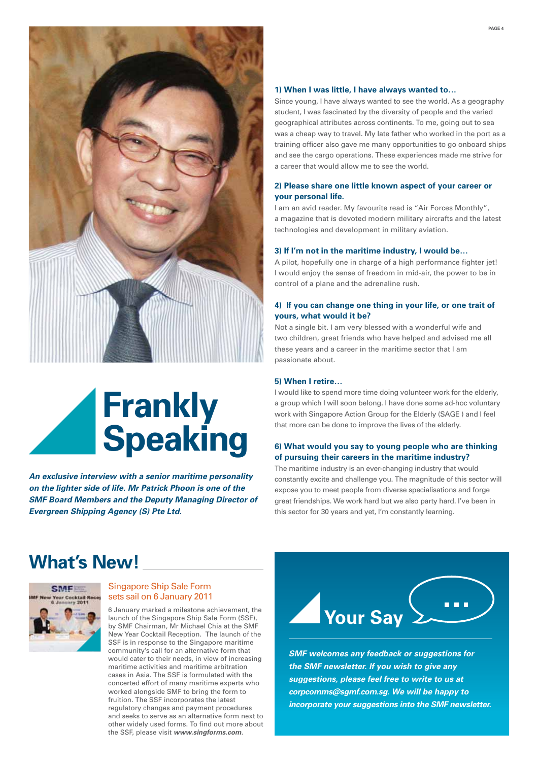# Frankly Speaking

***An exclusive interview with a senior maritime personality on the lighter side of life. Mr Patrick Phoon is one of the SMF Board Members and the Deputy Managing Director of Evergreen Shipping Agency (S) Pte Ltd.***

**1) When I was little, I have always wanted to…**

Since young, I have always wanted to see the world. As a geography student, I was fascinated by the diversity of people and the varied geographical attributes across continents. To me, going out to sea was a cheap way to travel. My late father who worked in the port as a training officer also gave me many opportunities to go onboard ships and see the cargo operations. These experiences made me strive for a career that would allow me to see the world.

**2) Please share one little known aspect of your career or your personal life.**

I am an avid reader. My favourite read is "Air Forces Monthly", a magazine that is devoted modern military aircrafts and the latest technologies and development in military aviation.

**3) If I'm not in the maritime industry, I would be…**

A pilot, hopefully one in charge of a high performance fighter jet! I would enjoy the sense of freedom in mid-air, the power to be in control of a plane and the adrenaline rush.

**4) If you can change one thing in your life, or one trait of yours, what would it be?**

Not a single bit. I am very blessed with a wonderful wife and two children, great friends who have helped and advised me all these years and a career in the maritime sector that I am passionate about.

**5) When I retire…**

I would like to spend more time doing volunteer work for the elderly, a group which I will soon belong. I have done some ad-hoc voluntary work with Singapore Action Group for the Elderly (SAGE ) and I feel that more can be done to improve the lives of the elderly.

**6) What would you say to young people who are thinking of pursuing their careers in the maritime industry?**

The maritime industry is an ever-changing industry that would constantly excite and challenge you. The magnitude of this sector will expose you to meet people from diverse specialisations and forge great friendships. We work hard but we also party hard. I've been in this sector for 30 years and yet, I'm constantly learning.

## What's New!

### Singapore Ship Sale Form sets sail on 6 January 2011

6 January marked a milestone achievement, the launch of the Singapore Ship Sale Form (SSF), by SMF Chairman, Mr Michael Chia at the SMF New Year Cocktail Reception. The launch of the SSF is in response to the Singapore maritime community's call for an alternative form that would cater to their needs, in view of increasing maritime activities and maritime arbitration cases in Asia. The SSF is formulated with the concerted effort of many maritime experts who worked alongside SMF to bring the form to fruition. The SSF incorporates the latest regulatory changes and payment procedures and seeks to serve as an alternative form next to other widely used forms. To find out more about the SSF, please visit ***www.singforms.com***.

## Your Say

***SMF welcomes any feedback or suggestions for the SMF newsletter. If you wish to give any suggestions, please feel free to write to us at corpcomms@sgmf.com.sg. We will be happy to incorporate your suggestions into the SMF newsletter.***